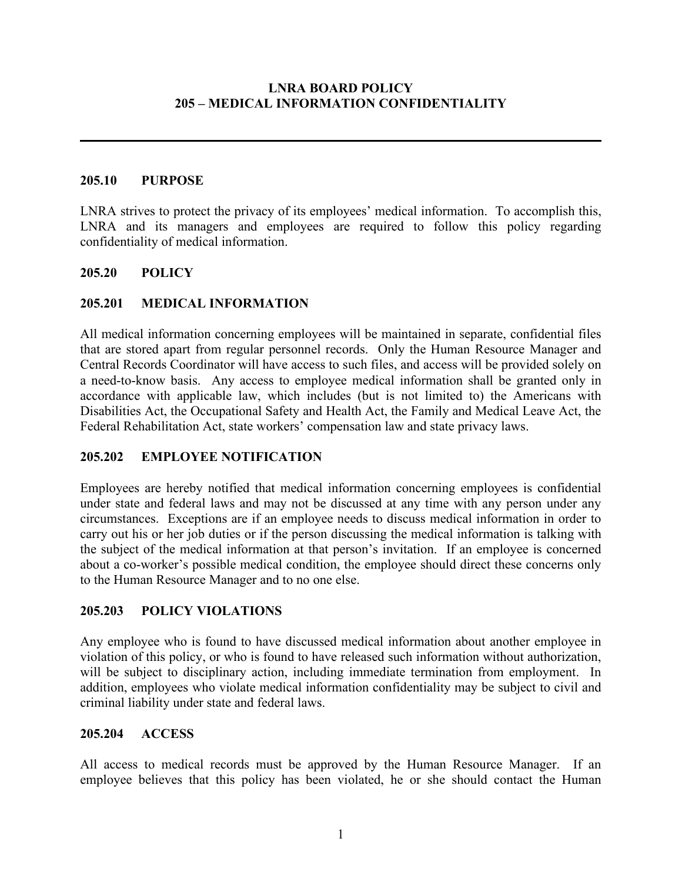# LNRA BOARD POLICY
# 205 – MEDICAL INFORMATION CONFIDENTIALITY

---

## 205.10 PURPOSE

LNRA strives to protect the privacy of its employees' medical information. To accomplish this, LNRA and its managers and employees are required to follow this policy regarding confidentiality of medical information.

## 205.20 POLICY

### 205.201 MEDICAL INFORMATION

All medical information concerning employees will be maintained in separate, confidential files that are stored apart from regular personnel records. Only the Human Resource Manager and Central Records Coordinator will have access to such files, and access will be provided solely on a need-to-know basis. Any access to employee medical information shall be granted only in accordance with applicable law, which includes (but is not limited to) the Americans with Disabilities Act, the Occupational Safety and Health Act, the Family and Medical Leave Act, the Federal Rehabilitation Act, state workers' compensation law and state privacy laws.

### 205.202 EMPLOYEE NOTIFICATION

Employees are hereby notified that medical information concerning employees is confidential under state and federal laws and may not be discussed at any time with any person under any circumstances. Exceptions are if an employee needs to discuss medical information in order to carry out his or her job duties or if the person discussing the medical information is talking with the subject of the medical information at that person's invitation. If an employee is concerned about a co-worker's possible medical condition, the employee should direct these concerns only to the Human Resource Manager and to no one else.

### 205.203 POLICY VIOLATIONS

Any employee who is found to have discussed medical information about another employee in violation of this policy, or who is found to have released such information without authorization, will be subject to disciplinary action, including immediate termination from employment. In addition, employees who violate medical information confidentiality may be subject to civil and criminal liability under state and federal laws.

### 205.204 ACCESS

All access to medical records must be approved by the Human Resource Manager. If an employee believes that this policy has been violated, he or she should contact the Human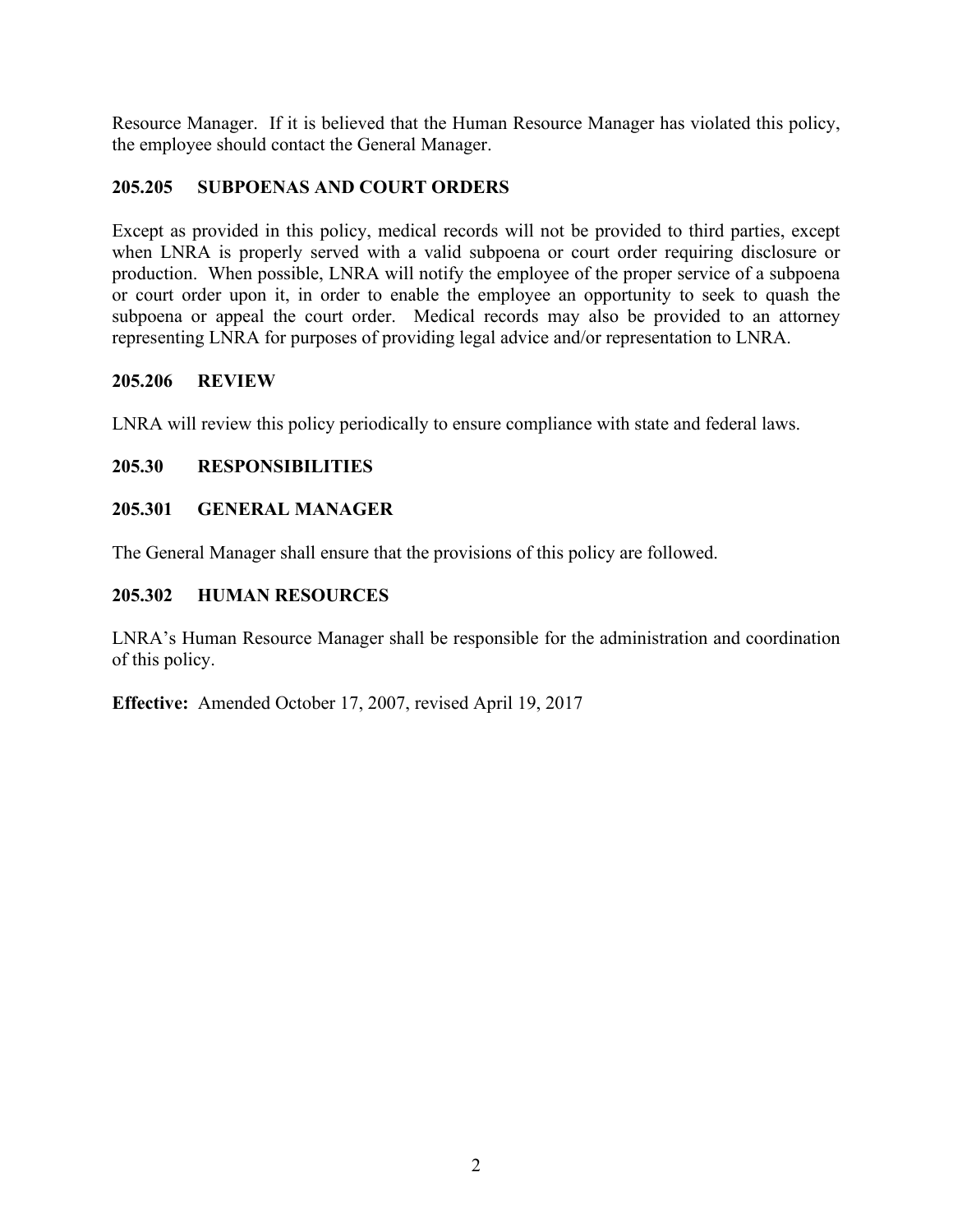Resource Manager. If it is believed that the Human Resource Manager has violated this policy, the employee should contact the General Manager.

### 205.205 SUBPOENAS AND COURT ORDERS

Except as provided in this policy, medical records will not be provided to third parties, except when LNRA is properly served with a valid subpoena or court order requiring disclosure or production. When possible, LNRA will notify the employee of the proper service of a subpoena or court order upon it, in order to enable the employee an opportunity to seek to quash the subpoena or appeal the court order. Medical records may also be provided to an attorney representing LNRA for purposes of providing legal advice and/or representation to LNRA.

### 205.206 REVIEW

LNRA will review this policy periodically to ensure compliance with state and federal laws.

### 205.30 RESPONSIBILITIES

### 205.301 GENERAL MANAGER

The General Manager shall ensure that the provisions of this policy are followed.

### 205.302 HUMAN RESOURCES

LNRA's Human Resource Manager shall be responsible for the administration and coordination of this policy.

**Effective:** Amended October 17, 2007, revised April 19, 2017